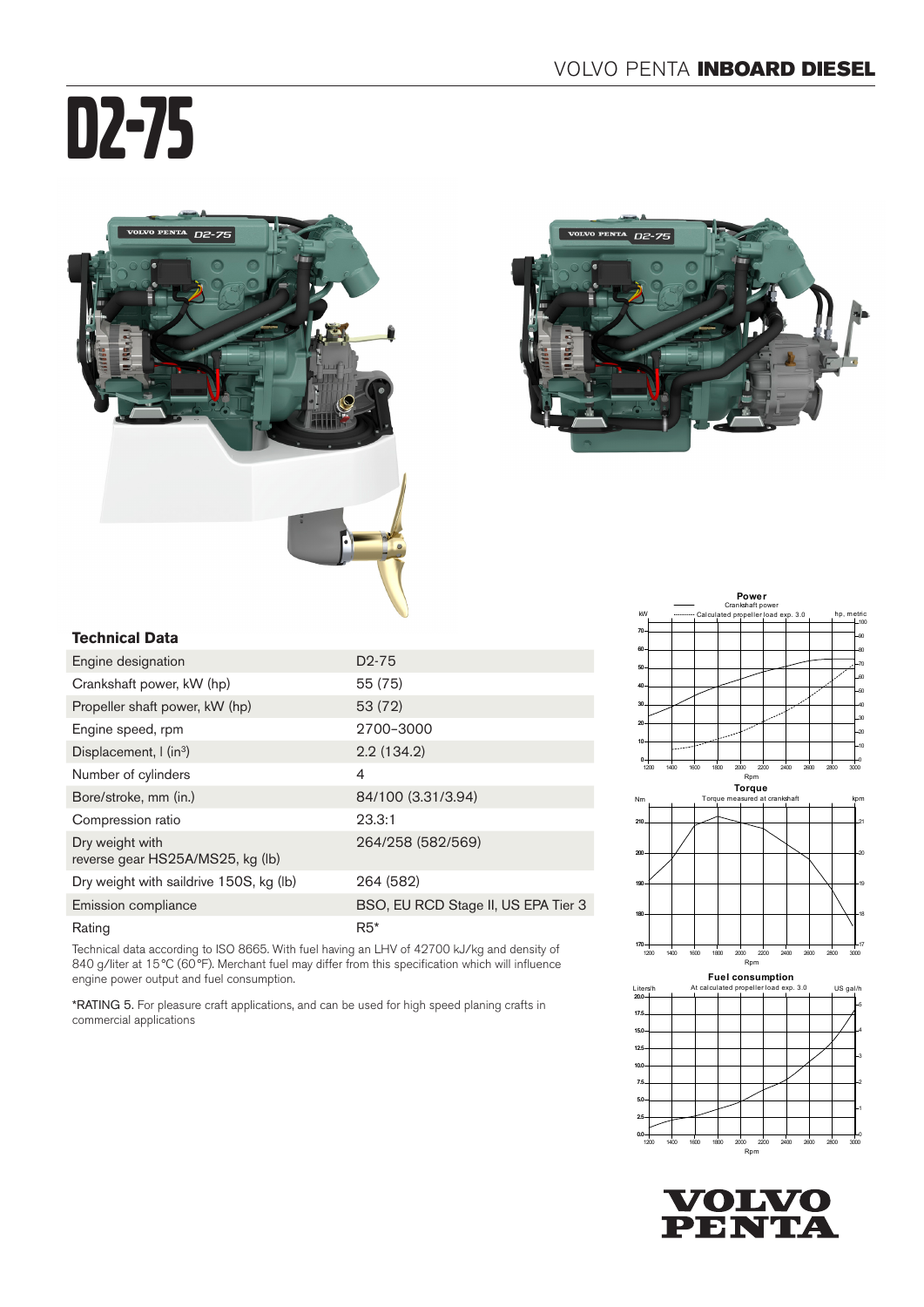# D2-75

### Technical Data

| Technical Data | |
|---|---|
| Engine designation | D2-75 |
| Crankshaft power, kW (hp) | 55 (75) |
| Propeller shaft power, kW (hp) | 53 (72) |
| Engine speed, rpm | 2700–3000 |
| Displacement, l (in³) | 2.2 (134.2) |
| Number of cylinders | 4 |
| Bore/stroke, mm (in.) | 84/100 (3.31/3.94) |
| Compression ratio | 23.3:1 |
| Dry weight with reverse gear HS25A/MS25, kg (lb) | 264/258 (582/569) |
| Dry weight with saildrive 150S, kg (lb) | 264 (582) |
| Emission compliance | BSO, EU RCD Stage II, US EPA Tier 3 |
| Rating | R5* |

Technical data according to ISO 8665. With fuel having an LHV of 42700 kJ/kg and density of 840 g/liter at 15°C (60°F). Merchant fuel may differ from this specification which will influence engine power output and fuel consumption.

*RATING 5. For pleasure craft applications, and can be used for high speed planing crafts in commercial applications

**Power**

Crankshaft power
Calculated propeller load exp. 3.0

kW / hp, metric / Rpm

**Torque**

Torque measured at crankshaft

Nm / kpm / Rpm

**Fuel consumption**

At calculated propeller load exp. 3.0

Liters/h / US gal/h / Rpm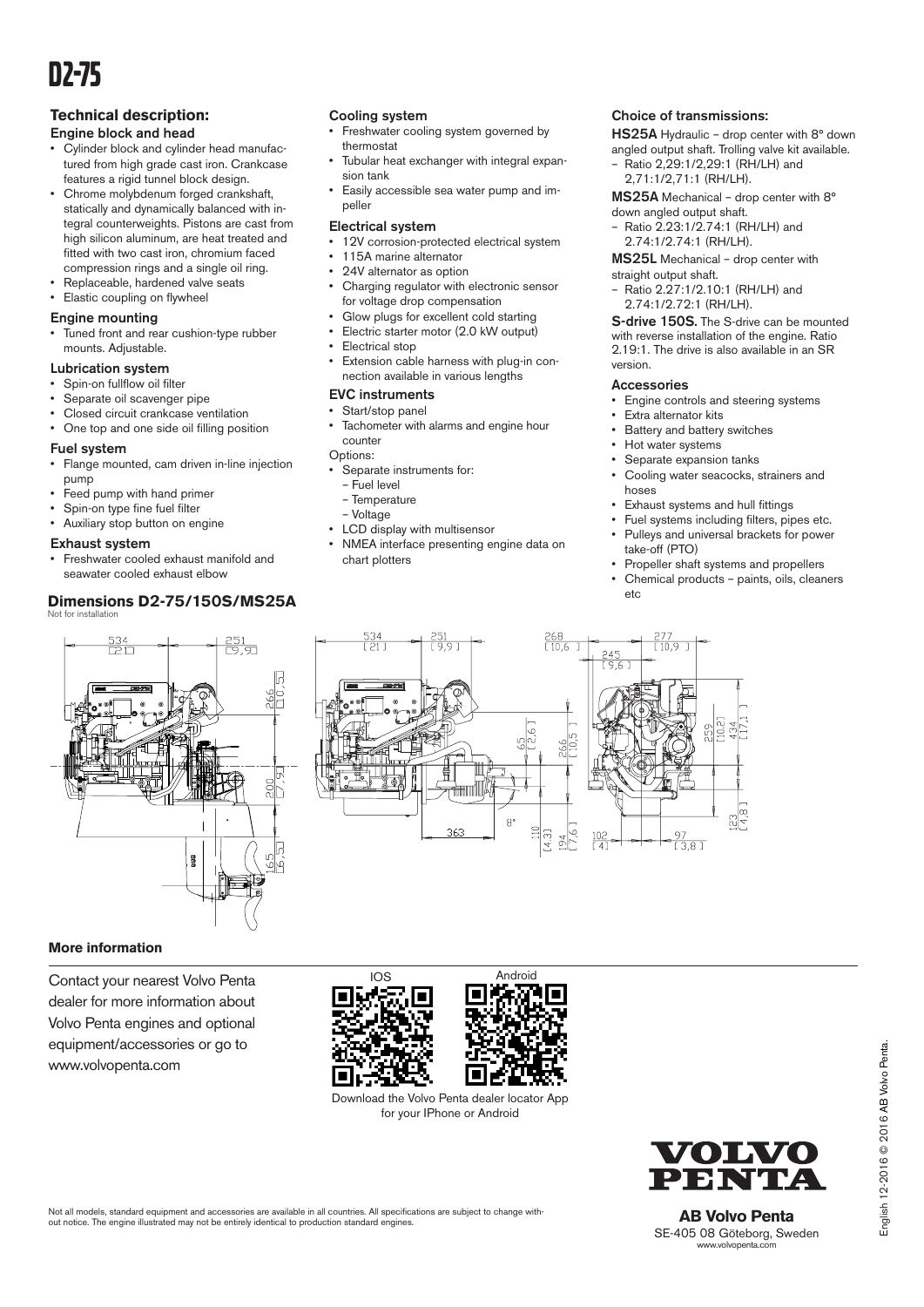# D2-75

## Technical description:

### Engine block and head

- Cylinder block and cylinder head manufactured from high grade cast iron. Crankcase features a rigid tunnel block design.
- Chrome molybdenum forged crankshaft, statically and dynamically balanced with integral counterweights. Pistons are cast from high silicon aluminum, are heat treated and fitted with two cast iron, chromium faced compression rings and a single oil ring.
- Replaceable, hardened valve seats
- Elastic coupling on flywheel

### Engine mounting

- Tuned front and rear cushion-type rubber mounts. Adjustable.

### Lubrication system

- Spin-on fullflow oil filter
- Separate oil scavenger pipe
- Closed circuit crankcase ventilation
- One top and one side oil filling position

### Fuel system

- Flange mounted, cam driven in-line injection pump
- Feed pump with hand primer
- Spin-on type fine fuel filter
- Auxiliary stop button on engine

### Exhaust system

- Freshwater cooled exhaust manifold and seawater cooled exhaust elbow

### Cooling system

- Freshwater cooling system governed by thermostat
- Tubular heat exchanger with integral expansion tank
- Easily accessible sea water pump and impeller

### Electrical system

- 12V corrosion-protected electrical system
- 115A marine alternator
- 24V alternator as option
- Charging regulator with electronic sensor for voltage drop compensation
- Glow plugs for excellent cold starting
- Electric starter motor (2.0 kW output)
- Electrical stop
- Extension cable harness with plug-in connection available in various lengths

### EVC instruments

- Start/stop panel
- Tachometer with alarms and engine hour counter

Options:

- Separate instruments for:
  - Fuel level
  - Temperature
  - Voltage
- LCD display with multisensor
- NMEA interface presenting engine data on chart plotters

### Choice of transmissions:

**HS25A** Hydraulic – drop center with 8° down angled output shaft. Trolling valve kit available.
- Ratio 2,29:1/2,29:1 (RH/LH) and 2,71:1/2,71:1 (RH/LH).

**MS25A** Mechanical – drop center with 8° down angled output shaft.
- Ratio 2.23:1/2.74:1 (RH/LH) and 2.74:1/2.74:1 (RH/LH).

**MS25L** Mechanical – drop center with straight output shaft.
- Ratio 2.27:1/2.10:1 (RH/LH) and 2.74:1/2.72:1 (RH/LH).

**S-drive 150S.** The S-drive can be mounted with reverse installation of the engine. Ratio 2.19:1. The drive is also available in an SR version.

### Accessories

- Engine controls and steering systems
- Extra alternator kits
- Battery and battery switches
- Hot water systems
- Separate expansion tanks
- Cooling water seacocks, strainers and hoses
- Exhaust systems and hull fittings
- Fuel systems including filters, pipes etc.
- Pulleys and universal brackets for power take-off (PTO)
- Propeller shaft systems and propellers
- Chemical products – paints, oils, cleaners etc

## Dimensions D2-75/150S/MS25A

Not for installation

534 [21]
251 [9,9]
266 [10,5]
200 [7,9]
165 [6,5]

534 [21]
251 [9,9]
268 [10,6]
65 [2,6]
266 [10,5]
363
8°
110 [4,3]
194 [7,6]

277 [10,9]
245 [9,6]
259 [10,2]
434 [17,1]
123 [4,8]
102 [4]
97 [3,8]

## More information

Contact your nearest Volvo Penta dealer for more information about Volvo Penta engines and optional equipment/accessories or go to www.volvopenta.com

IOS Android

Download the Volvo Penta dealer locator App for your IPhone or Android

Not all models, standard equipment and accessories are available in all countries. All specifications are subject to change without notice. The engine illustrated may not be entirely identical to production standard engines.

**AB Volvo Penta**
SE-405 08 Göteborg, Sweden
www.volvopenta.com

English 12-2016 © 2016 AB Volvo Penta.